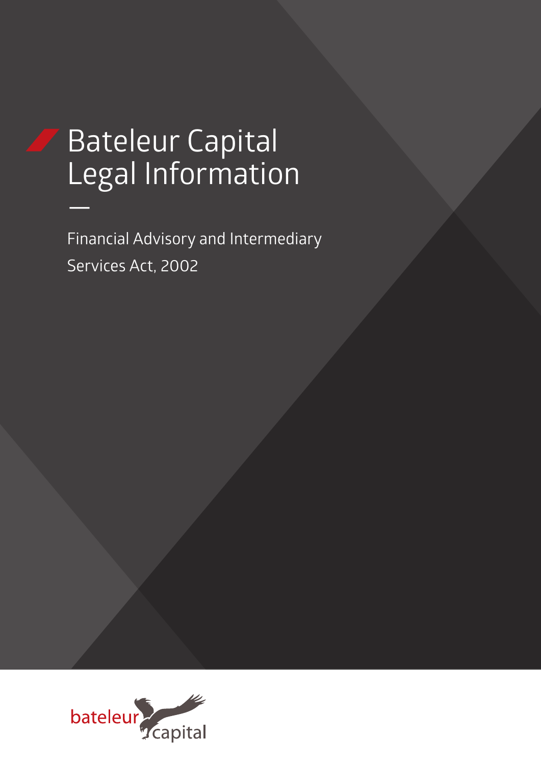# Bateleur Capital Legal Information

—

Financial Advisory and Intermediary Services Act, 2002

bateleur capital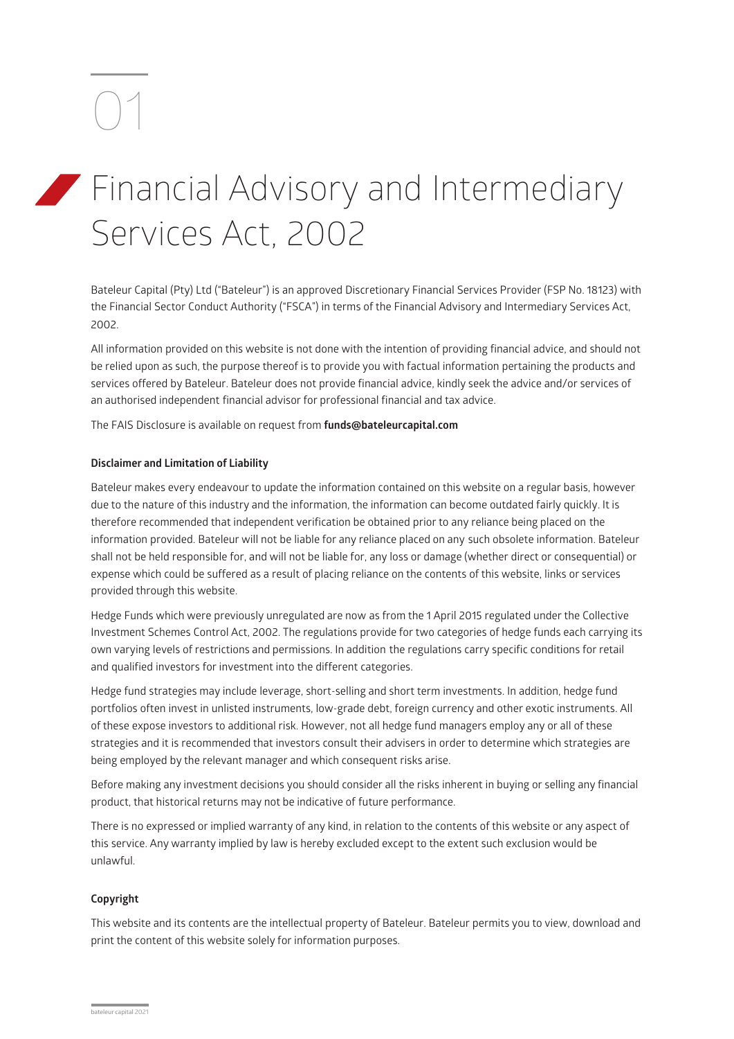01

# Financial Advisory and Intermediary Services Act, 2002

Bateleur Capital (Pty) Ltd ("Bateleur") is an approved Discretionary Financial Services Provider (FSP No. 18123) with the Financial Sector Conduct Authority ("FSCA") in terms of the Financial Advisory and Intermediary Services Act, 2002.

All information provided on this website is not done with the intention of providing financial advice, and should not be relied upon as such, the purpose thereof is to provide you with factual information pertaining the products and services offered by Bateleur. Bateleur does not provide financial advice, kindly seek the advice and/or services of an authorised independent financial advisor for professional financial and tax advice.

The FAIS Disclosure is available on request from **funds@bateleurcapital.com**

**Disclaimer and Limitation of Liability**

Bateleur makes every endeavour to update the information contained on this website on a regular basis, however due to the nature of this industry and the information, the information can become outdated fairly quickly. It is therefore recommended that independent verification be obtained prior to any reliance being placed on the information provided. Bateleur will not be liable for any reliance placed on any such obsolete information. Bateleur shall not be held responsible for, and will not be liable for, any loss or damage (whether direct or consequential) or expense which could be suffered as a result of placing reliance on the contents of this website, links or services provided through this website.

Hedge Funds which were previously unregulated are now as from the 1 April 2015 regulated under the Collective Investment Schemes Control Act, 2002. The regulations provide for two categories of hedge funds each carrying its own varying levels of restrictions and permissions. In addition the regulations carry specific conditions for retail and qualified investors for investment into the different categories.

Hedge fund strategies may include leverage, short-selling and short term investments. In addition, hedge fund portfolios often invest in unlisted instruments, low-grade debt, foreign currency and other exotic instruments. All of these expose investors to additional risk. However, not all hedge fund managers employ any or all of these strategies and it is recommended that investors consult their advisers in order to determine which strategies are being employed by the relevant manager and which consequent risks arise.

Before making any investment decisions you should consider all the risks inherent in buying or selling any financial product, that historical returns may not be indicative of future performance.

There is no expressed or implied warranty of any kind, in relation to the contents of this website or any aspect of this service. Any warranty implied by law is hereby excluded except to the extent such exclusion would be unlawful.

**Copyright**

This website and its contents are the intellectual property of Bateleur. Bateleur permits you to view, download and print the content of this website solely for information purposes.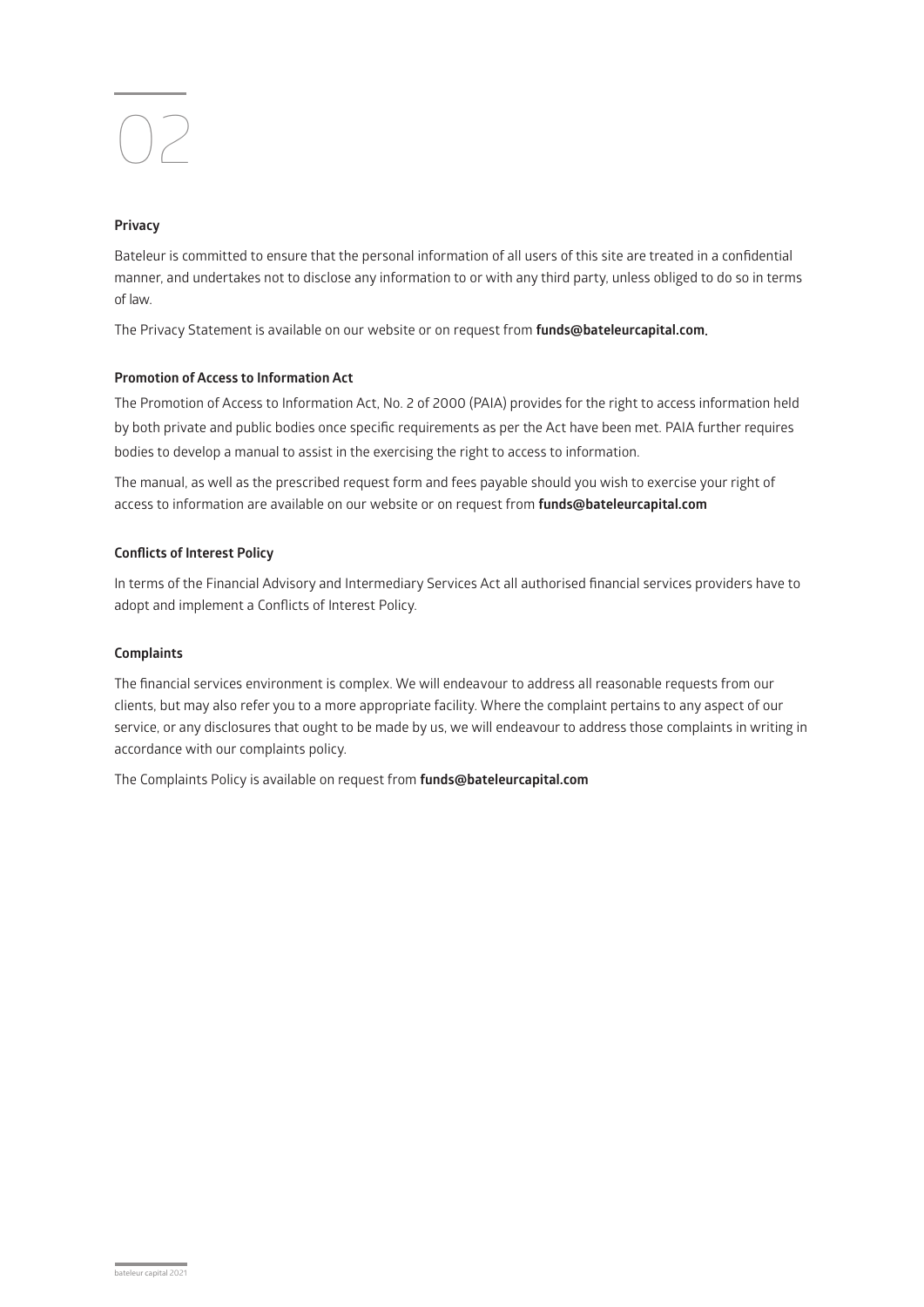# 02

### Privacy

Bateleur is committed to ensure that the personal information of all users of this site are treated in a confidential manner, and undertakes not to disclose any information to or with any third party, unless obliged to do so in terms of law.

The Privacy Statement is available on our website or on request from **funds@bateleurcapital.com.**

### Promotion of Access to Information Act

The Promotion of Access to Information Act, No. 2 of 2000 (PAIA) provides for the right to access information held by both private and public bodies once specific requirements as per the Act have been met. PAIA further requires bodies to develop a manual to assist in the exercising the right to access to information.

The manual, as well as the prescribed request form and fees payable should you wish to exercise your right of access to information are available on our website or on request from **funds@bateleurcapital.com**

### Conflicts of Interest Policy

In terms of the Financial Advisory and Intermediary Services Act all authorised financial services providers have to adopt and implement a Conflicts of Interest Policy.

### Complaints

The financial services environment is complex. We will endeavour to address all reasonable requests from our clients, but may also refer you to a more appropriate facility. Where the complaint pertains to any aspect of our service, or any disclosures that ought to be made by us, we will endeavour to address those complaints in writing in accordance with our complaints policy.

The Complaints Policy is available on request from **funds@bateleurcapital.com**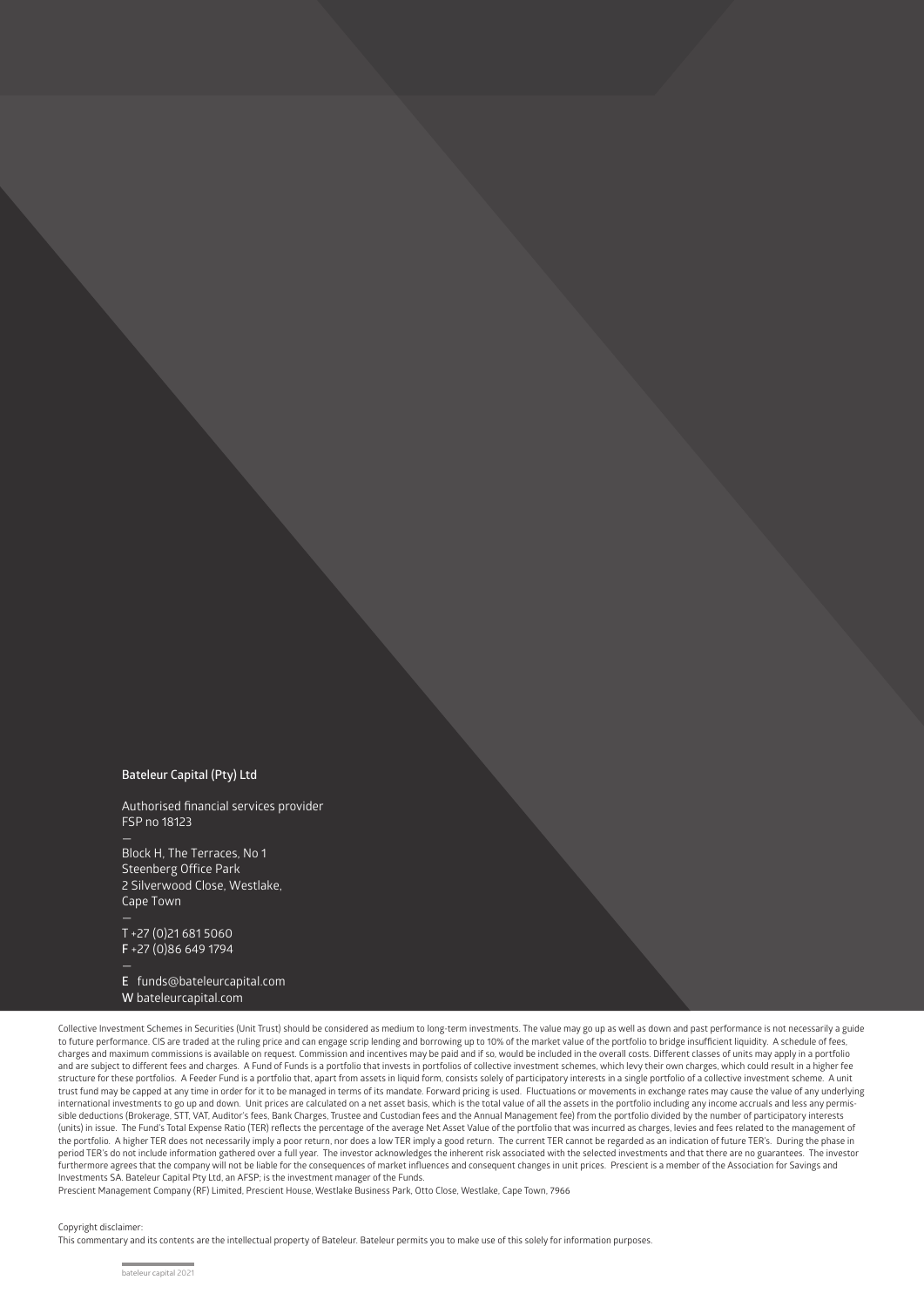**Bateleur Capital (Pty) Ltd**

Authorised financial services provider
FSP no 18123

—

Block H, The Terraces, No 1
Steenberg Office Park
2 Silverwood Close, Westlake,
Cape Town

—

T +27 (0)21 681 5060
F +27 (0)86 649 1794

—

E funds@bateleurcapital.com
W bateleurcapital.com

Collective Investment Schemes in Securities (Unit Trust) should be considered as medium to long-term investments. The value may go up as well as down and past performance is not necessarily a guide to future performance. CIS are traded at the ruling price and can engage scrip lending and borrowing up to 10% of the market value of the portfolio to bridge insufficient liquidity. A schedule of fees, charges and maximum commissions is available on request. Commission and incentives may be paid and if so, would be included in the overall costs. Different classes of units may apply in a portfolio and are subject to different fees and charges. A Fund of Funds is a portfolio that invests in portfolios of collective investment schemes, which levy their own charges, which could result in a higher fee structure for these portfolios. A Feeder Fund is a portfolio that, apart from assets in liquid form, consists solely of participatory interests in a single portfolio of a collective investment scheme. A unit trust fund may be capped at any time in order for it to be managed in terms of its mandate. Forward pricing is used. Fluctuations or movements in exchange rates may cause the value of any underlying international investments to go up and down. Unit prices are calculated on a net asset basis, which is the total value of all the assets in the portfolio including any income accruals and less any permissible deductions (Brokerage, STT, VAT, Auditor's fees, Bank Charges, Trustee and Custodian fees and the Annual Management fee) from the portfolio divided by the number of participatory interests (units) in issue. The Fund's Total Expense Ratio (TER) reflects the percentage of the average Net Asset Value of the portfolio that was incurred as charges, levies and fees related to the management of the portfolio. A higher TER does not necessarily imply a poor return, nor does a low TER imply a good return. The current TER cannot be regarded as an indication of future TER's. During the phase in period TER's do not include information gathered over a full year. The investor acknowledges the inherent risk associated with the selected investments and that there are no guarantees. The investor furthermore agrees that the company will not be liable for the consequences of market influences and consequent changes in unit prices. Prescient is a member of the Association for Savings and Investments SA. Bateleur Capital Pty Ltd, an AFSP; is the investment manager of the Funds.
Prescient Management Company (RF) Limited, Prescient House, Westlake Business Park, Otto Close, Westlake, Cape Town, 7966

Copyright disclaimer:
This commentary and its contents are the intellectual property of Bateleur. Bateleur permits you to make use of this solely for information purposes.

bateleur capital 2021